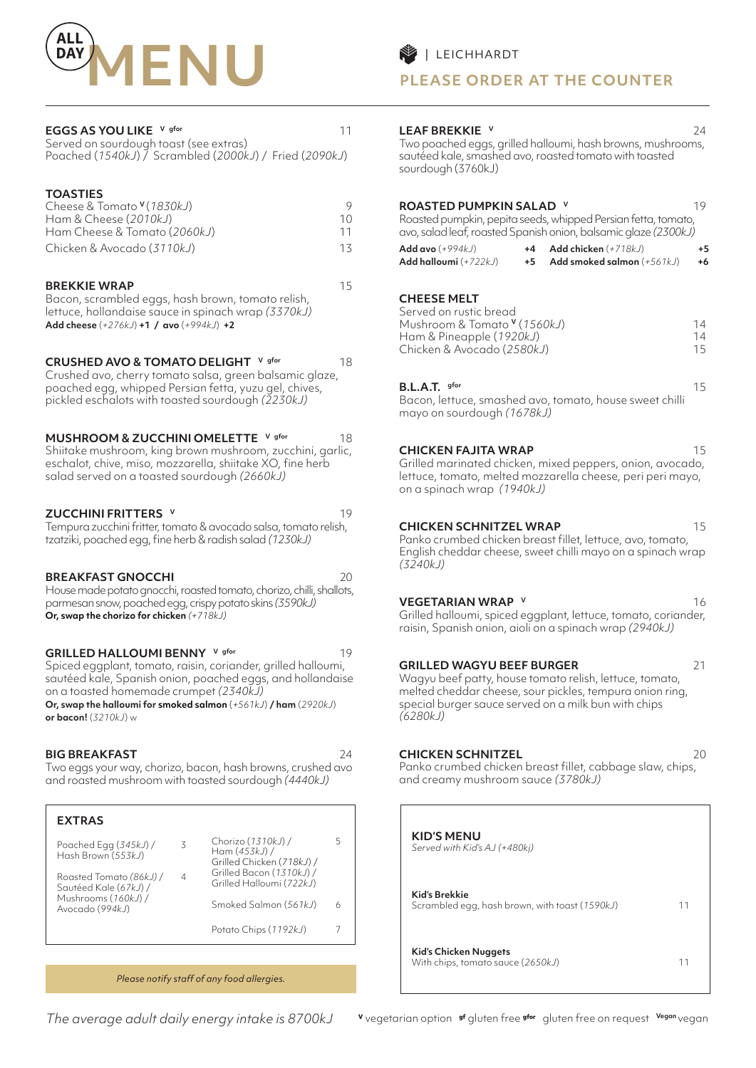# ALL DAY MENU

| LEICHHARDT

## PLEASE ORDER AT THE COUNTER

**EGGS AS YOU LIKE** V gfor — 11
Served on sourdough toast (see extras)
Poached (*1540kJ*) / Scrambled (*2000kJ*) / Fried (*2090kJ*)

**TOASTIES**

| | |
|---|---|
| Cheese & Tomato V (*1830kJ*) | 9 |
| Ham & Cheese (*2010kJ*) | 10 |
| Ham Cheese & Tomato (*2060kJ*) | 11 |
| Chicken & Avocado (*3110kJ*) | 13 |

**BREKKIE WRAP** — 15
Bacon, scrambled eggs, hash brown, tomato relish, lettuce, hollandaise sauce in spinach wrap *(3370kJ)*
**Add cheese** (*+276kJ*) **+1 / avo** (*+994kJ*) **+2**

**CRUSHED AVO & TOMATO DELIGHT** V gfor — 18
Crushed avo, cherry tomato salsa, green balsamic glaze, poached egg, whipped Persian fetta, yuzu gel, chives, pickled eschalots with toasted sourdough *(2230kJ)*

**MUSHROOM & ZUCCHINI OMELETTE** V gfor — 18
Shiitake mushroom, king brown mushroom, zucchini, garlic, eschalot, chive, miso, mozzarella, shiitake XO, fine herb salad served on a toasted sourdough *(2660kJ)*

**ZUCCHINI FRITTERS** V — 19
Tempura zucchini fritter, tomato & avocado salsa, tomato relish, tzatziki, poached egg, fine herb & radish salad *(1230kJ)*

**BREAKFAST GNOCCHI** — 20
House made potato gnocchi, roasted tomato, chorizo, chilli, shallots, parmesan snow, poached egg, crispy potato skins *(3590kJ)*
**Or, swap the chorizo for chicken** *(+718kJ)*

**GRILLED HALLOUMI BENNY** V gfor — 19
Spiced eggplant, tomato, raisin, coriander, grilled halloumi, sautéed kale, Spanish onion, poached eggs, and hollandaise on a toasted homemade crumpet *(2340kJ)*
**Or, swap the halloumi for smoked salmon** (*+561kJ*) **/ ham** (*2920kJ*) **or bacon!** (*3210kJ*) w

**BIG BREAKFAST** — 24
Two eggs your way, chorizo, bacon, hash browns, crushed avo and roasted mushroom with toasted sourdough *(4440kJ)*

**EXTRAS**

| | | | |
|---|---|---|---|
| Poached Egg (*345kJ*) / Hash Brown (*553kJ*) | 3 | Chorizo (*1310kJ*) / Ham (*453kJ*) / Grilled Chicken (*718kJ*) / Grilled Bacon (*1310kJ*) / Grilled Halloumi (*722kJ*) | 5 |
| Roasted Tomato (*86kJ*) / Sautéed Kale (*67kJ*) / Mushrooms (*160kJ*) / Avocado (*994kJ*) | 4 | Smoked Salmon (*561kJ*) | 6 |
| | | Potato Chips (*1192kJ*) | 7 |

*Please notify staff of any food allergies.*

**LEAF BREKKIE** V — 24
Two poached eggs, grilled halloumi, hash browns, mushrooms, sautéed kale, smashed avo, roasted tomato with toasted sourdough (3760kJ)

**ROASTED PUMPKIN SALAD** V — 19
Roasted pumpkin, pepita seeds, whipped Persian fetta, tomato, avo, salad leaf, roasted Spanish onion, balsamic glaze *(2300kJ)*

| | | | |
|---|---|---|---|
| **Add avo** (*+994kJ*) | **+4** | **Add chicken** (*+718kJ*) | **+5** |
| **Add halloumi** (*+722kJ*) | **+5** | **Add smoked salmon** (*+561kJ*) | **+6** |

**CHEESE MELT**
Served on rustic bread

| | |
|---|---|
| Mushroom & Tomato V (*1560kJ*) | 14 |
| Ham & Pineapple (*1920kJ*) | 14 |
| Chicken & Avocado (*2580kJ*) | 15 |

**B.L.A.T.** gfor — 15
Bacon, lettuce, smashed avo, tomato, house sweet chilli mayo on sourdough *(1678kJ)*

**CHICKEN FAJITA WRAP** — 15
Grilled marinated chicken, mixed peppers, onion, avocado, lettuce, tomato, melted mozzarella cheese, peri peri mayo, on a spinach wrap *(1940kJ)*

**CHICKEN SCHNITZEL WRAP** — 15
Panko crumbed chicken breast fillet, lettuce, avo, tomato, English cheddar cheese, sweet chilli mayo on a spinach wrap *(3240kJ)*

**VEGETARIAN WRAP** V — 16
Grilled halloumi, spiced eggplant, lettuce, tomato, coriander, raisin, Spanish onion, aioli on a spinach wrap *(2940kJ)*

**GRILLED WAGYU BEEF BURGER** — 21
Wagyu beef patty, house tomato relish, lettuce, tomato, melted cheddar cheese, sour pickles, tempura onion ring, special burger sauce served on a milk bun with chips *(6280kJ)*

**CHICKEN SCHNITZEL** — 20
Panko crumbed chicken breast fillet, cabbage slaw, chips, and creamy mushroom sauce *(3780kJ)*

**KID'S MENU**
*Served with Kid's AJ (+480kj)*

**Kid's Brekkie** — 11
Scrambled egg, hash brown, with toast (1590kJ)

**Kid's Chicken Nuggets** — 11
With chips, tomato sauce (2650kJ)

*The average adult daily energy intake is 8700kJ*

V vegetarian option gf gluten free gfor gluten free on request Vegan vegan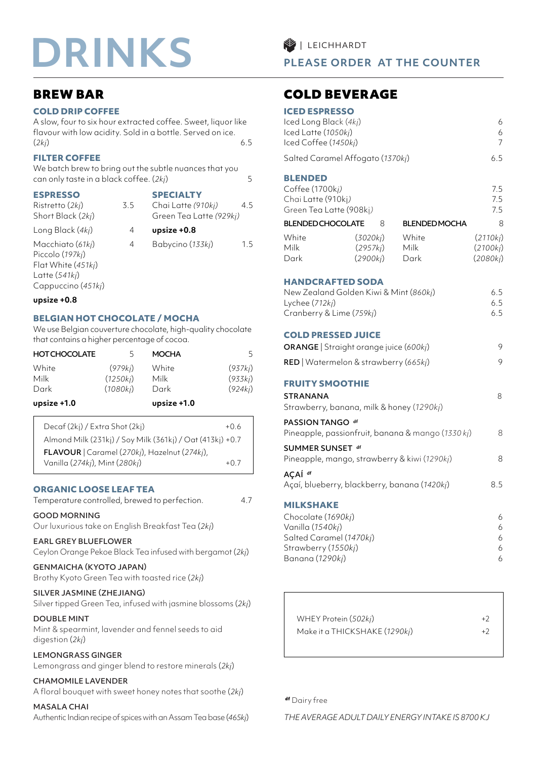# DRINKS

LEICHHARDT

PLEASE ORDER AT THE COUNTER

## BREW BAR

### COLD DRIP COFFEE

A slow, four to six hour extracted coffee. Sweet, liquor like flavour with low acidity. Sold in a bottle. Served on ice. (*2kj*) 6.5

### FILTER COFFEE

We batch brew to bring out the subtle nuances that you can only taste in a black coffee. (*2kj*) 5

### ESPRESSO

| | |
|---|---|
| Ristretto (*2kj*) | 3.5 |
| Short Black (*2kj*) | |
| Long Black (*4kj*) | 4 |
| Macchiato (*61kj*) | 4 |
| Piccolo (*197kj*) | |
| Flat White (*451kj*) | |
| Latte (*541kj*) | |
| Cappuccino (*451kj*) | |

**upsize +0.8**

### SPECIALTY

| | |
|---|---|
| Chai Latte (*910kj*) | 4.5 |
| Green Tea Latte (*929kj*) | |

**upsize +0.8**

| | |
|---|---|
| Babycino (*133kj*) | 1.5 |

### BELGIAN HOT CHOCOLATE / MOCHA

We use Belgian couverture chocolate, high-quality chocolate that contains a higher percentage of cocoa.

| HOT CHOCOLATE | 5 | MOCHA | 5 |
|---|---|---|---|
| White | (*979kj*) | White | (*937kj*) |
| Milk | (*1250kj*) | Milk | (*933kj*) |
| Dark | (*1080kj*) | Dark | (*924kj*) |
| **upsize +1.0** | | **upsize +1.0** | |

Decaf (2kj) / Extra Shot (2kj) +0.6

Almond Milk (231kj) / Soy Milk (361kj) / Oat (413kj) +0.7

**FLAVOUR** | Caramel (*270kj*), Hazelnut (*274kj*), Vanilla (*274kj*), Mint (*280kj*) +0.7

### ORGANIC LOOSE LEAF TEA

Temperature controlled, brewed to perfection. 4.7

GOOD MORNING
Our luxurious take on English Breakfast Tea (*2kj*)

EARL GREY BLUEFLOWER
Ceylon Orange Pekoe Black Tea infused with bergamot (*2kj*)

GENMAICHA (KYOTO JAPAN)
Brothy Kyoto Green Tea with toasted rice (*2kj*)

SILVER JASMINE (ZHEJIANG)
Silver tipped Green Tea, infused with jasmine blossoms (*2kj*)

DOUBLE MINT
Mint & spearmint, lavender and fennel seeds to aid digestion (*2kj*)

LEMONGRASS GINGER
Lemongrass and ginger blend to restore minerals (*2kj*)

CHAMOMILE LAVENDER
A floral bouquet with sweet honey notes that soothe (*2kj*)

MASALA CHAI
Authentic Indian recipe of spices with an Assam Tea base (*465kj*)

## COLD BEVERAGE

### ICED ESPRESSO

| | |
|---|---|
| Iced Long Black (*4kj*) | 6 |
| Iced Latte (*1050kj*) | 6 |
| Iced Coffee (*1450kj*) | 7 |
| Salted Caramel Affogato (*1370kj*) | 6.5 |

### BLENDED

| | |
|---|---|
| Coffee (*1700kj*) | 7.5 |
| Chai Latte (*910kj*) | 7.5 |
| Green Tea Latte (*908kj*) | 7.5 |

| BLENDED CHOCOLATE | 8 | BLENDED MOCHA | 8 |
|---|---|---|---|
| White | (*3020kj*) | White | (*2110kj*) |
| Milk | (*2957kj*) | Milk | (*2100kj*) |
| Dark | (*2900kj*) | Dark | (*2080kj*) |

### HANDCRAFTED SODA

| | |
|---|---|
| New Zealand Golden Kiwi & Mint (*860kj*) | 6.5 |
| Lychee (*712kj*) | 6.5 |
| Cranberry & Lime (*759kj*) | 6.5 |

### COLD PRESSED JUICE

| | |
|---|---|
| **ORANGE** \| Straight orange juice (*600kj*) | 9 |
| **RED** \| Watermelon & strawberry (*665kj*) | 9 |

### FRUITY SMOOTHIE

STRANANA 8
Strawberry, banana, milk & honey (*1290kj*)

PASSION TANGO [df]
Pineapple, passionfruit, banana & mango (*1330 kj*) 8

SUMMER SUNSET [df]
Pineapple, mango, strawberry & kiwi (*1290kj*) 8

AÇAÍ [df]
Açaí, blueberry, blackberry, banana (*1420kj*) 8.5

### MILKSHAKE

| | |
|---|---|
| Chocolate (*1690kj*) | 6 |
| Vanilla (*1540kj*) | 6 |
| Salted Caramel (*1470kj*) | 6 |
| Strawberry (*1550kj*) | 6 |
| Banana (*1290kj*) | 6 |

WHEY Protein (*502kj*) +2

Make it a THICKSHAKE (*1290kj*) +2

[df] Dairy free

*THE AVERAGE ADULT DAILY ENERGY INTAKE IS 8700 KJ*